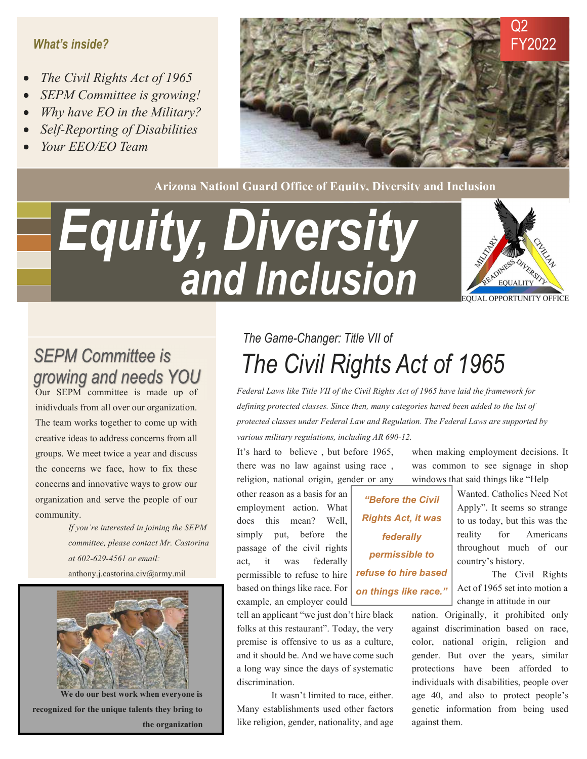*What's inside?*

- *The Civil Rights Act of 1965*
- *SEPM Committee is growing!*
- *Why have EO in the Military?*
- *Self-Reporting of Disabilities*
- *Your EEO/EO Team*

Q2 FY2022

**Arizona Nationl Guard Office of Equity, Diversity and Inclusion**

# Equity, Diversity and Inclusion

EQUAL OPPORTUNITY OFFICE

## SEPM Committee is growing and needs YOU

Our SEPM committee is made up of inidivduals from all over our organization. The team works together to come up with creative ideas to address concerns from all groups. We meet twice a year and discuss the concerns we face, how to fix these concerns and innovative ways to grow our organization and serve the people of our community.

*If you're interested in joining the SEPM committee, please contact Mr. Castorina at 602-629-4561 or email:* anthony.j.castorina.civ@army.mil

**We do our best work when everyone is recognized for the unique talents they bring to the organization**

### The Game-Changer: Title VII of

## The Civil Rights Act of 1965

*Federal Laws like Title VII of the Civil Rights Act of 1965 have laid the framework for defining protected classes. Since then, many categories haved been added to the list of protected classes under Federal Law and Regulation. The Federal Laws are supported by various military regulations, including AR 690-12.*

It's hard to believe , but before 1965, there was no law against using race , religion, national origin, gender or any other reason as a basis for an employment action. What does this mean? Well, simply put, before the passage of the civil rights act, it was federally permissible to refuse to hire based on things like race. For example, an employer could tell an applicant "we just don't hire black folks at this restaurant". Today, the very premise is offensive to us as a culture, and it should be. And we have come such a long way since the days of systematic discrimination.

> ***"Before the Civil Rights Act, it was federally permissible to refuse to hire based on things like race."***

It wasn't limited to race, either. Many establishments used other factors like religion, gender, nationality, and age when making employment decisions. It was common to see signage in shop windows that said things like "Help Wanted. Catholics Need Not Apply". It seems so strange to us today, but this was the reality for Americans throughout much of our country's history.

The Civil Rights Act of 1965 set into motion a change in attitude in our nation. Originally, it prohibited only against discrimination based on race, color, national origin, religion and gender. But over the years, similar protections have been afforded to individuals with disabilities, people over age 40, and also to protect people's genetic information from being used against them.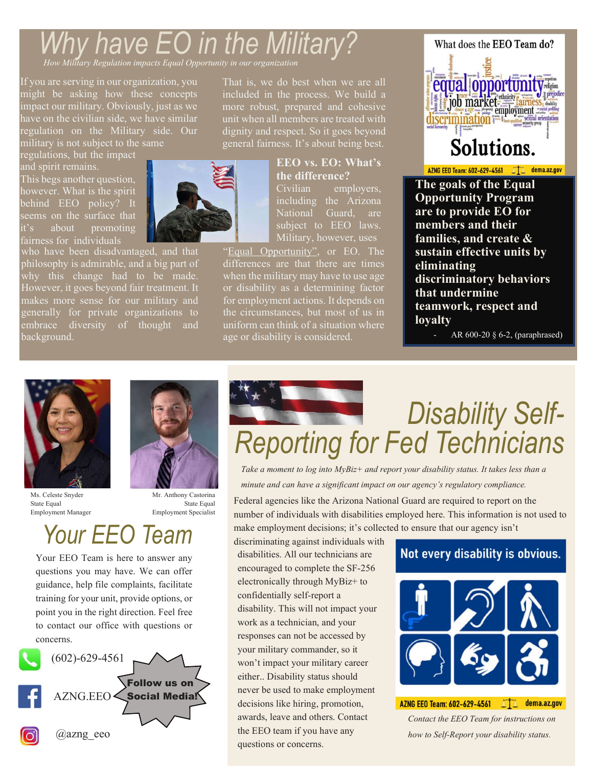# Why have EO in the Military?

*How Military Regulation impacts Equal Opportunity in our organization*

If you are serving in our organization, you might be asking how these concepts impact our military. Obviously, just as we have on the civilian side, we have similar regulation on the Military side. Our military is not subject to the same regulations, but the impact and spirit remains.

This begs another question, however. What is the spirit behind EEO policy? It seems on the surface that it's about promoting fairness for individuals who have been disadvantaged, and that philosophy is admirable, and a big part of why this change had to be made. However, it goes beyond fair treatment. It makes more sense for our military and generally for private organizations to embrace diversity of thought and background.

That is, we do best when we are all included in the process. We build a more robust, prepared and cohesive unit when all members are treated with dignity and respect. So it goes beyond general fairness. It's about being best.

### EEO vs. EO: What's the difference?

Civilian employers, including the Arizona National Guard, are subject to EEO laws. Military, however, uses "Equal Opportunity", or EO. The differences are that there are times when the military may have to use age or disability as a determining factor for employment actions. It depends on the circumstances, but most of us in uniform can think of a situation where age or disability is considered.

What does the EEO Team do?

Solutions.

AZNG EEO Team: 602-629-4561 dema.az.gov

**The goals of the Equal Opportunity Program are to provide EO for members and their families, and create & sustain effective units by eliminating discriminatory behaviors that undermine teamwork, respect and loyalty**

- AR 600-20 § 6-2, (paraphrased)

Ms. Celeste Snyder
State Equal
Employment Manager

Mr. Anthony Castorina
State Equal
Employment Specialist

# Your EEO Team

Your EEO Team is here to answer any questions you may have. We can offer guidance, help file complaints, facilitate training for your unit, provide options, or point you in the right direction. Feel free to contact our office with questions or concerns.

(602)-629-4561

AZNG.EEO

@azng_eeo

**Follow us on Social Media!**

# Disability Self-Reporting for Fed Technicians

*Take a moment to log into MyBiz+ and report your disability status. It takes less than a minute and can have a significant impact on our agency's regulatory compliance.*

Federal agencies like the Arizona National Guard are required to report on the number of individuals with disabilities employed here. This information is not used to make employment decisions; it's collected to ensure that our agency isn't discriminating against individuals with disabilities. All our technicians are encouraged to complete the SF-256 electronically through MyBiz+ to confidentially self-report a disability. This will not impact your work as a technician, and your responses can not be accessed by your military commander, so it won't impact your military career either.. Disability status should never be used to make employment decisions like hiring, promotion, awards, leave and others. Contact the EEO team if you have any questions or concerns.

Not every disability is obvious.

AZNG EEO Team: 602-629-4561 dema.az.gov

*Contact the EEO Team for instructions on how to Self-Report your disability status.*